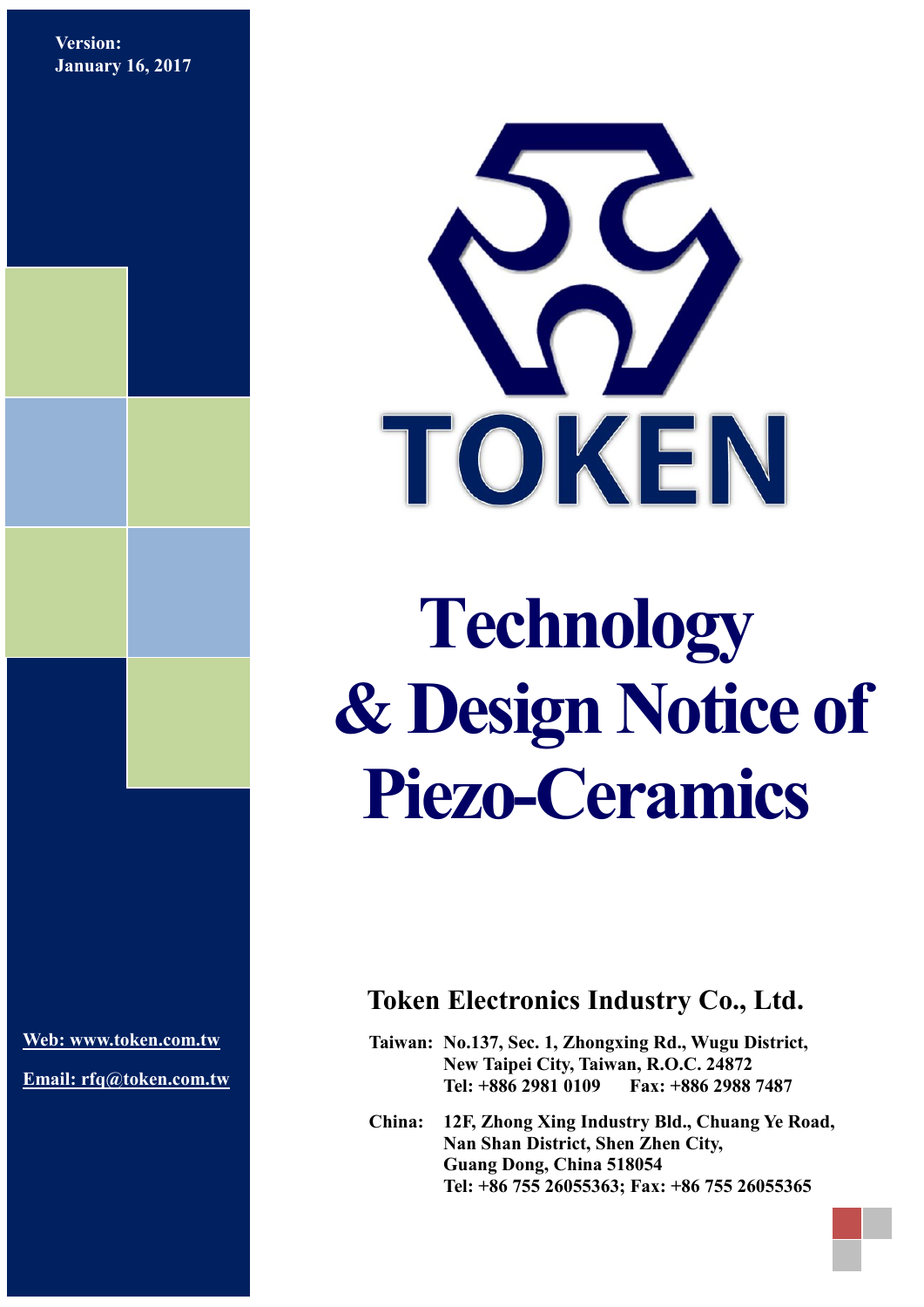**Version:**
**January 16, 2017**

TOKEN

# Technology & Design Notice of Piezo-Ceramics

## Token Electronics Industry Co., Ltd.

**Taiwan:** No.137, Sec. 1, Zhongxing Rd., Wugu District, New Taipei City, Taiwan, R.O.C. 24872
Tel: +886 2981 0109 Fax: +886 2988 7487

**China:** 12F, Zhong Xing Industry Bld., Chuang Ye Road, Nan Shan District, Shen Zhen City, Guang Dong, China 518054
Tel: +86 755 26055363; Fax: +86 755 26055365

Web: www.token.com.tw

Email: rfq@token.com.tw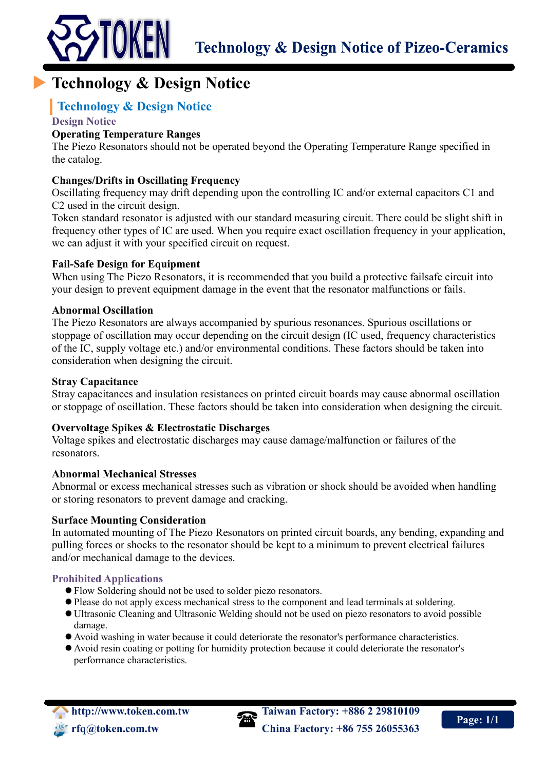# Technology & Design Notice

## Technology & Design Notice

### Design Notice

**Operating Temperature Ranges**

The Piezo Resonators should not be operated beyond the Operating Temperature Range specified in the catalog.

**Changes/Drifts in Oscillating Frequency**

Oscillating frequency may drift depending upon the controlling IC and/or external capacitors C1 and C2 used in the circuit design.

Token standard resonator is adjusted with our standard measuring circuit. There could be slight shift in frequency other types of IC are used. When you require exact oscillation frequency in your application, we can adjust it with your specified circuit on request.

**Fail-Safe Design for Equipment**

When using The Piezo Resonators, it is recommended that you build a protective failsafe circuit into your design to prevent equipment damage in the event that the resonator malfunctions or fails.

**Abnormal Oscillation**

The Piezo Resonators are always accompanied by spurious resonances. Spurious oscillations or stoppage of oscillation may occur depending on the circuit design (IC used, frequency characteristics of the IC, supply voltage etc.) and/or environmental conditions. These factors should be taken into consideration when designing the circuit.

**Stray Capacitance**

Stray capacitances and insulation resistances on printed circuit boards may cause abnormal oscillation or stoppage of oscillation. These factors should be taken into consideration when designing the circuit.

**Overvoltage Spikes & Electrostatic Discharges**

Voltage spikes and electrostatic discharges may cause damage/malfunction or failures of the resonators.

**Abnormal Mechanical Stresses**

Abnormal or excess mechanical stresses such as vibration or shock should be avoided when handling or storing resonators to prevent damage and cracking.

**Surface Mounting Consideration**

In automated mounting of The Piezo Resonators on printed circuit boards, any bending, expanding and pulling forces or shocks to the resonator should be kept to a minimum to prevent electrical failures and/or mechanical damage to the devices.

### Prohibited Applications

- Flow Soldering should not be used to solder piezo resonators.
- Please do not apply excess mechanical stress to the component and lead terminals at soldering.
- Ultrasonic Cleaning and Ultrasonic Welding should not be used on piezo resonators to avoid possible damage.
- Avoid washing in water because it could deteriorate the resonator's performance characteristics.
- Avoid resin coating or potting for humidity protection because it could deteriorate the resonator's performance characteristics.